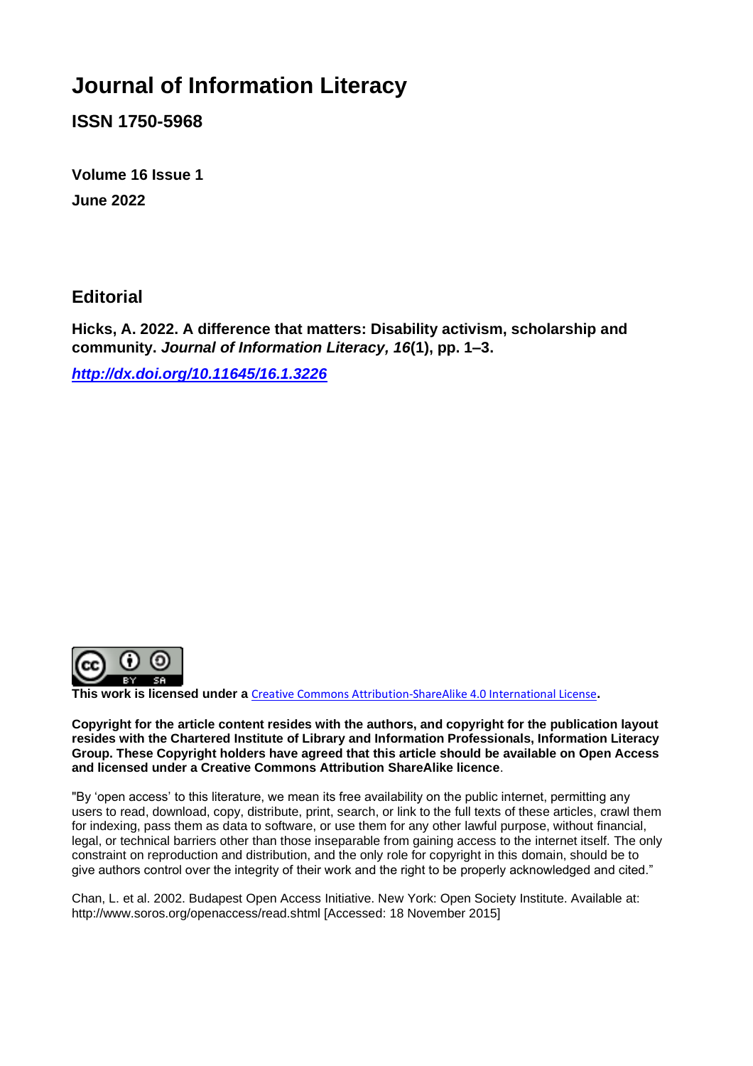# Journal of Information Literacy

**ISSN 1750-5968**

**Volume 16 Issue 1**

**June 2022**

## Editorial

**Hicks, A. 2022. A difference that matters: Disability activism, scholarship and community. *Journal of Information Literacy, 16*(1), pp. 1–3.**

***http://dx.doi.org/10.11645/16.1.3226***

**This work is licensed under a** Creative Commons Attribution-ShareAlike 4.0 International License**.**

**Copyright for the article content resides with the authors, and copyright for the publication layout resides with the Chartered Institute of Library and Information Professionals, Information Literacy Group. These Copyright holders have agreed that this article should be available on Open Access and licensed under a Creative Commons Attribution ShareAlike licence**.

"By 'open access' to this literature, we mean its free availability on the public internet, permitting any users to read, download, copy, distribute, print, search, or link to the full texts of these articles, crawl them for indexing, pass them as data to software, or use them for any other lawful purpose, without financial, legal, or technical barriers other than those inseparable from gaining access to the internet itself. The only constraint on reproduction and distribution, and the only role for copyright in this domain, should be to give authors control over the integrity of their work and the right to be properly acknowledged and cited."

Chan, L. et al. 2002. Budapest Open Access Initiative. New York: Open Society Institute. Available at: http://www.soros.org/openaccess/read.shtml [Accessed: 18 November 2015]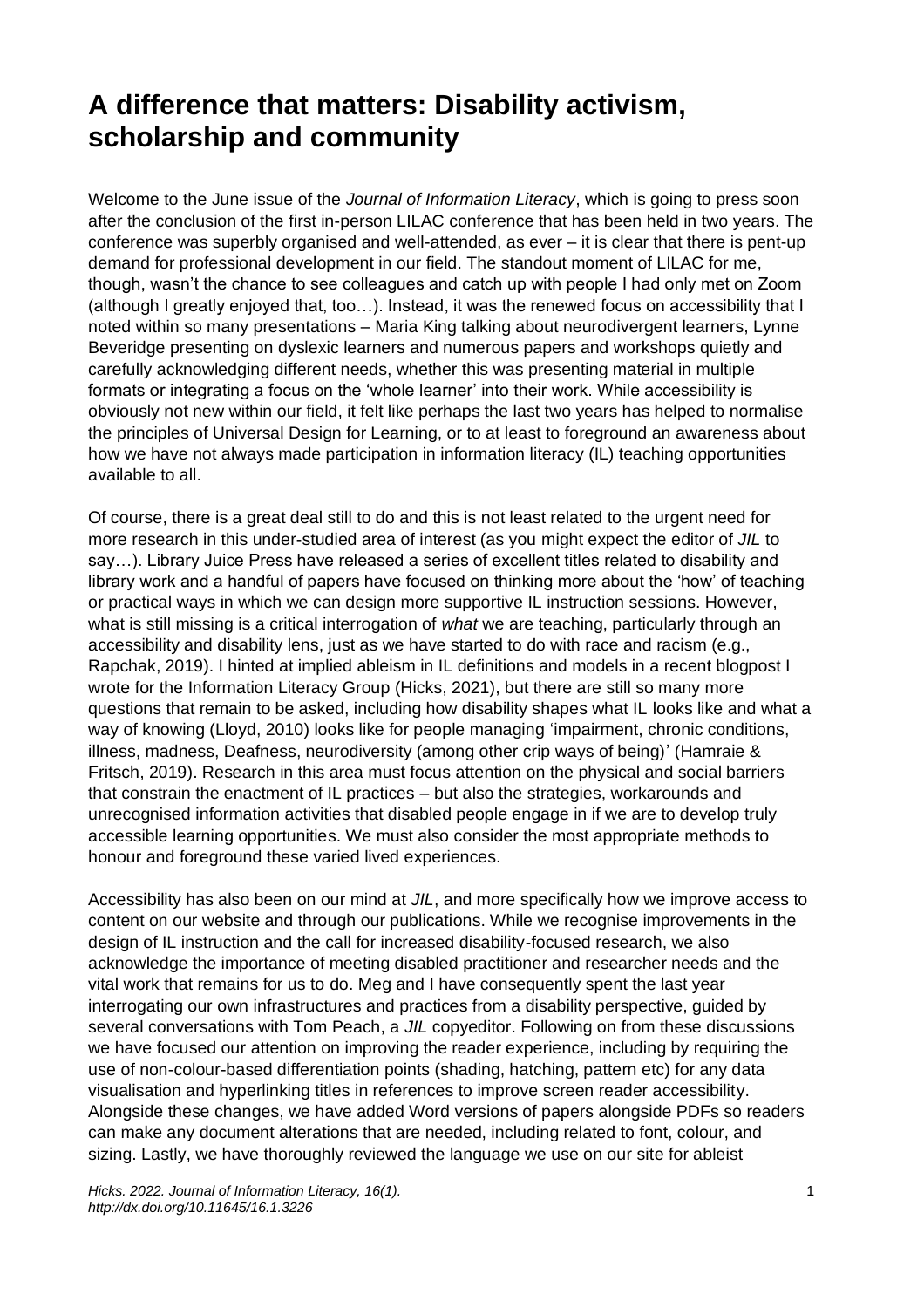# A difference that matters: Disability activism, scholarship and community

Welcome to the June issue of the *Journal of Information Literacy*, which is going to press soon after the conclusion of the first in-person LILAC conference that has been held in two years. The conference was superbly organised and well-attended, as ever – it is clear that there is pent-up demand for professional development in our field. The standout moment of LILAC for me, though, wasn't the chance to see colleagues and catch up with people I had only met on Zoom (although I greatly enjoyed that, too…). Instead, it was the renewed focus on accessibility that I noted within so many presentations – Maria King talking about neurodivergent learners, Lynne Beveridge presenting on dyslexic learners and numerous papers and workshops quietly and carefully acknowledging different needs, whether this was presenting material in multiple formats or integrating a focus on the 'whole learner' into their work. While accessibility is obviously not new within our field, it felt like perhaps the last two years has helped to normalise the principles of Universal Design for Learning, or to at least to foreground an awareness about how we have not always made participation in information literacy (IL) teaching opportunities available to all.

Of course, there is a great deal still to do and this is not least related to the urgent need for more research in this under-studied area of interest (as you might expect the editor of *JIL* to say…). Library Juice Press have released a series of excellent titles related to disability and library work and a handful of papers have focused on thinking more about the 'how' of teaching or practical ways in which we can design more supportive IL instruction sessions. However, what is still missing is a critical interrogation of *what* we are teaching, particularly through an accessibility and disability lens, just as we have started to do with race and racism (e.g., Rapchak, 2019). I hinted at implied ableism in IL definitions and models in a recent blogpost I wrote for the Information Literacy Group (Hicks, 2021), but there are still so many more questions that remain to be asked, including how disability shapes what IL looks like and what a way of knowing (Lloyd, 2010) looks like for people managing 'impairment, chronic conditions, illness, madness, Deafness, neurodiversity (among other crip ways of being)' (Hamraie & Fritsch, 2019). Research in this area must focus attention on the physical and social barriers that constrain the enactment of IL practices – but also the strategies, workarounds and unrecognised information activities that disabled people engage in if we are to develop truly accessible learning opportunities. We must also consider the most appropriate methods to honour and foreground these varied lived experiences.

Accessibility has also been on our mind at *JIL*, and more specifically how we improve access to content on our website and through our publications. While we recognise improvements in the design of IL instruction and the call for increased disability-focused research, we also acknowledge the importance of meeting disabled practitioner and researcher needs and the vital work that remains for us to do. Meg and I have consequently spent the last year interrogating our own infrastructures and practices from a disability perspective, guided by several conversations with Tom Peach, a *JIL* copyeditor. Following on from these discussions we have focused our attention on improving the reader experience, including by requiring the use of non-colour-based differentiation points (shading, hatching, pattern etc) for any data visualisation and hyperlinking titles in references to improve screen reader accessibility. Alongside these changes, we have added Word versions of papers alongside PDFs so readers can make any document alterations that are needed, including related to font, colour, and sizing. Lastly, we have thoroughly reviewed the language we use on our site for ableist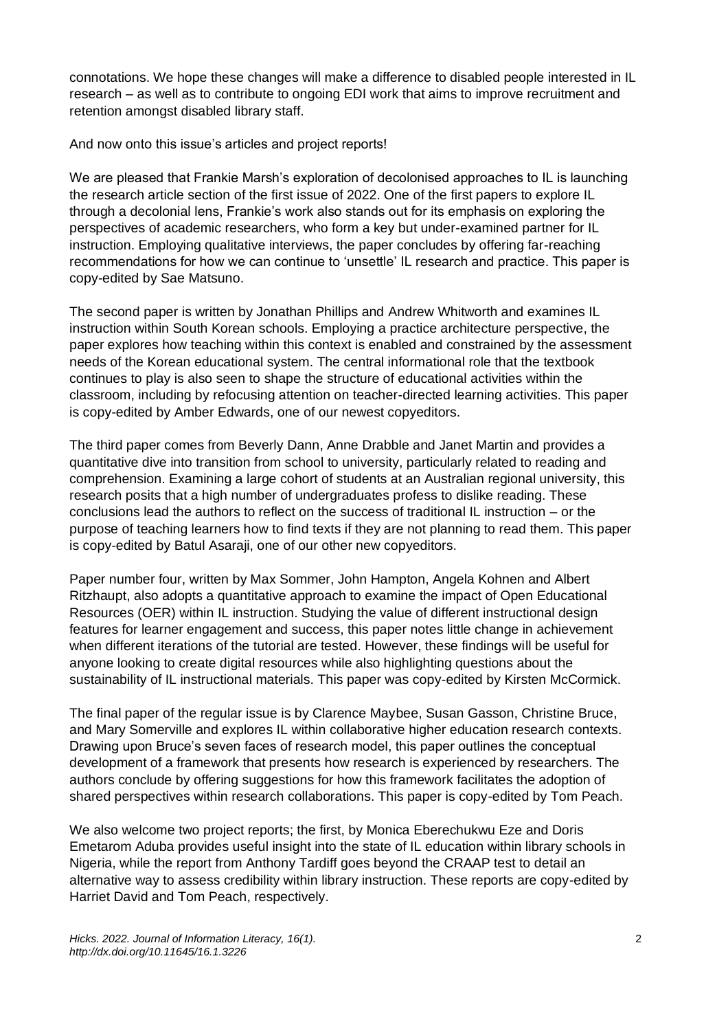connotations. We hope these changes will make a difference to disabled people interested in IL research – as well as to contribute to ongoing EDI work that aims to improve recruitment and retention amongst disabled library staff.

And now onto this issue's articles and project reports!

We are pleased that Frankie Marsh's exploration of decolonised approaches to IL is launching the research article section of the first issue of 2022. One of the first papers to explore IL through a decolonial lens, Frankie's work also stands out for its emphasis on exploring the perspectives of academic researchers, who form a key but under-examined partner for IL instruction. Employing qualitative interviews, the paper concludes by offering far-reaching recommendations for how we can continue to 'unsettle' IL research and practice. This paper is copy-edited by Sae Matsuno.

The second paper is written by Jonathan Phillips and Andrew Whitworth and examines IL instruction within South Korean schools. Employing a practice architecture perspective, the paper explores how teaching within this context is enabled and constrained by the assessment needs of the Korean educational system. The central informational role that the textbook continues to play is also seen to shape the structure of educational activities within the classroom, including by refocusing attention on teacher-directed learning activities. This paper is copy-edited by Amber Edwards, one of our newest copyeditors.

The third paper comes from Beverly Dann, Anne Drabble and Janet Martin and provides a quantitative dive into transition from school to university, particularly related to reading and comprehension. Examining a large cohort of students at an Australian regional university, this research posits that a high number of undergraduates profess to dislike reading. These conclusions lead the authors to reflect on the success of traditional IL instruction – or the purpose of teaching learners how to find texts if they are not planning to read them. This paper is copy-edited by Batul Asaraji, one of our other new copyeditors.

Paper number four, written by Max Sommer, John Hampton, Angela Kohnen and Albert Ritzhaupt, also adopts a quantitative approach to examine the impact of Open Educational Resources (OER) within IL instruction. Studying the value of different instructional design features for learner engagement and success, this paper notes little change in achievement when different iterations of the tutorial are tested. However, these findings will be useful for anyone looking to create digital resources while also highlighting questions about the sustainability of IL instructional materials. This paper was copy-edited by Kirsten McCormick.

The final paper of the regular issue is by Clarence Maybee, Susan Gasson, Christine Bruce, and Mary Somerville and explores IL within collaborative higher education research contexts. Drawing upon Bruce's seven faces of research model, this paper outlines the conceptual development of a framework that presents how research is experienced by researchers. The authors conclude by offering suggestions for how this framework facilitates the adoption of shared perspectives within research collaborations. This paper is copy-edited by Tom Peach.

We also welcome two project reports; the first, by Monica Eberechukwu Eze and Doris Emetarom Aduba provides useful insight into the state of IL education within library schools in Nigeria, while the report from Anthony Tardiff goes beyond the CRAAP test to detail an alternative way to assess credibility within library instruction. These reports are copy-edited by Harriet David and Tom Peach, respectively.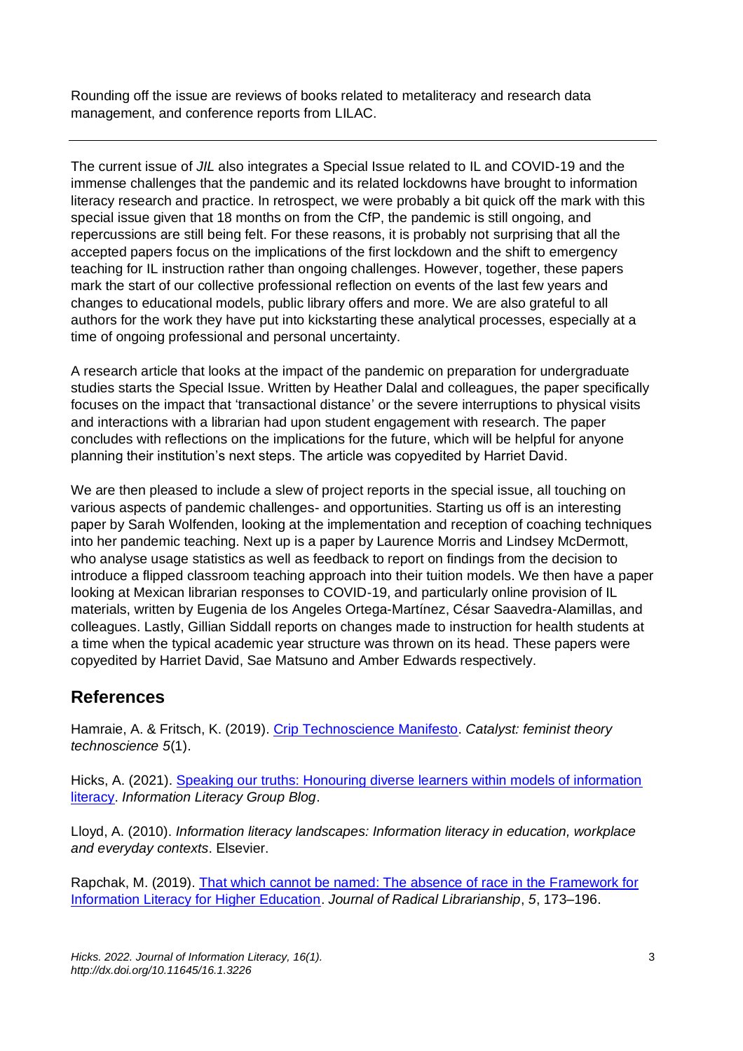Rounding off the issue are reviews of books related to metaliteracy and research data management, and conference reports from LILAC.

---

The current issue of *JIL* also integrates a Special Issue related to IL and COVID-19 and the immense challenges that the pandemic and its related lockdowns have brought to information literacy research and practice. In retrospect, we were probably a bit quick off the mark with this special issue given that 18 months on from the CfP, the pandemic is still ongoing, and repercussions are still being felt. For these reasons, it is probably not surprising that all the accepted papers focus on the implications of the first lockdown and the shift to emergency teaching for IL instruction rather than ongoing challenges. However, together, these papers mark the start of our collective professional reflection on events of the last few years and changes to educational models, public library offers and more. We are also grateful to all authors for the work they have put into kickstarting these analytical processes, especially at a time of ongoing professional and personal uncertainty.

A research article that looks at the impact of the pandemic on preparation for undergraduate studies starts the Special Issue. Written by Heather Dalal and colleagues, the paper specifically focuses on the impact that 'transactional distance' or the severe interruptions to physical visits and interactions with a librarian had upon student engagement with research. The paper concludes with reflections on the implications for the future, which will be helpful for anyone planning their institution's next steps. The article was copyedited by Harriet David.

We are then pleased to include a slew of project reports in the special issue, all touching on various aspects of pandemic challenges- and opportunities. Starting us off is an interesting paper by Sarah Wolfenden, looking at the implementation and reception of coaching techniques into her pandemic teaching. Next up is a paper by Laurence Morris and Lindsey McDermott, who analyse usage statistics as well as feedback to report on findings from the decision to introduce a flipped classroom teaching approach into their tuition models. We then have a paper looking at Mexican librarian responses to COVID-19, and particularly online provision of IL materials, written by Eugenia de los Angeles Ortega-Martínez, César Saavedra-Alamillas, and colleagues. Lastly, Gillian Siddall reports on changes made to instruction for health students at a time when the typical academic year structure was thrown on its head. These papers were copyedited by Harriet David, Sae Matsuno and Amber Edwards respectively.

## References

Hamraie, A. & Fritsch, K. (2019). [Crip Technoscience Manifesto](). *Catalyst: feminist theory technoscience 5*(1).

Hicks, A. (2021). [Speaking our truths: Honouring diverse learners within models of information literacy](). *Information Literacy Group Blog*.

Lloyd, A. (2010). *Information literacy landscapes: Information literacy in education, workplace and everyday contexts*. Elsevier.

Rapchak, M. (2019). [That which cannot be named: The absence of race in the Framework for Information Literacy for Higher Education](). *Journal of Radical Librarianship*, *5*, 173–196.